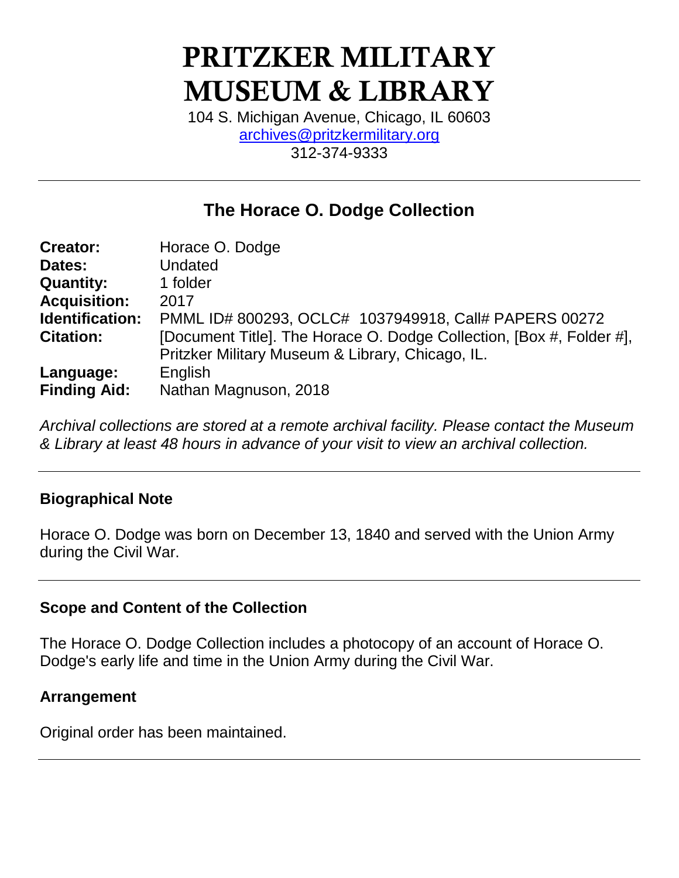# PRITZKER MILITARY MUSEUM & LIBRARY

104 S. Michigan Avenue, Chicago, IL 60603
archives@pritzkermilitary.org
312-374-9333

---

## The Horace O. Dodge Collection

| | |
|---|---|
| **Creator:** | Horace O. Dodge |
| **Dates:** | Undated |
| **Quantity:** | 1 folder |
| **Acquisition:** | 2017 |
| **Identification:** | PMML ID# 800293, OCLC# 1037949918, Call# PAPERS 00272 |
| **Citation:** | [Document Title]. The Horace O. Dodge Collection, [Box #, Folder #], Pritzker Military Museum & Library, Chicago, IL. |
| **Language:** | English |
| **Finding Aid:** | Nathan Magnuson, 2018 |

*Archival collections are stored at a remote archival facility. Please contact the Museum & Library at least 48 hours in advance of your visit to view an archival collection.*

---

### Biographical Note

Horace O. Dodge was born on December 13, 1840 and served with the Union Army during the Civil War.

---

### Scope and Content of the Collection

The Horace O. Dodge Collection includes a photocopy of an account of Horace O. Dodge's early life and time in the Union Army during the Civil War.

### Arrangement

Original order has been maintained.

---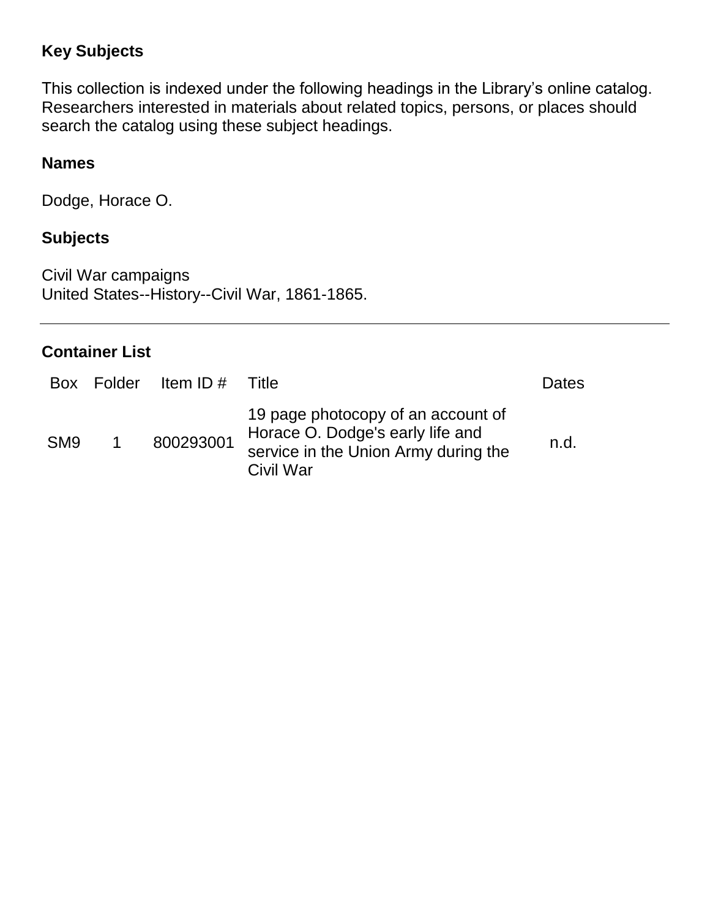## Key Subjects

This collection is indexed under the following headings in the Library's online catalog. Researchers interested in materials about related topics, persons, or places should search the catalog using these subject headings.

### Names

Dodge, Horace O.

### Subjects

Civil War campaigns
United States--History--Civil War, 1861-1865.

---

## Container List

| Box | Folder | Item ID # | Title | Dates |
|---|---|---|---|---|
| SM9 | 1 | 800293001 | 19 page photocopy of an account of Horace O. Dodge's early life and service in the Union Army during the Civil War | n.d. |